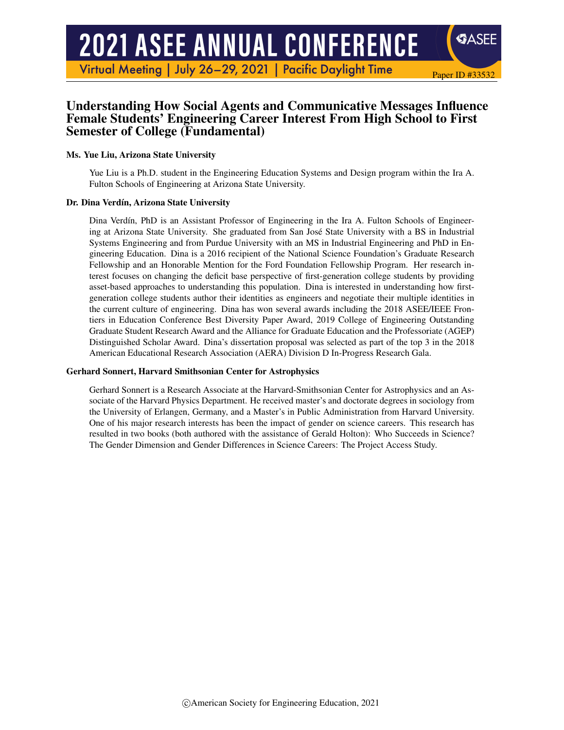# Understanding How Social Agents and Communicative Messages Influence Female Students' Engineering Career Interest From High School to First Semester of College (Fundamental)

Paper ID #33532

### Ms. Yue Liu, Arizona State University

Yue Liu is a Ph.D. student in the Engineering Education Systems and Design program within the Ira A. Fulton Schools of Engineering at Arizona State University.

### Dr. Dina Verdín, Arizona State University

Dina Verdín, PhD is an Assistant Professor of Engineering in the Ira A. Fulton Schools of Engineering at Arizona State University. She graduated from San José State University with a BS in Industrial Systems Engineering and from Purdue University with an MS in Industrial Engineering and PhD in Engineering Education. Dina is a 2016 recipient of the National Science Foundation's Graduate Research Fellowship and an Honorable Mention for the Ford Foundation Fellowship Program. Her research interest focuses on changing the deficit base perspective of first-generation college students by providing asset-based approaches to understanding this population. Dina is interested in understanding how first-generation college students author their identities as engineers and negotiate their multiple identities in the current culture of engineering. Dina has won several awards including the 2018 ASEE/IEEE Frontiers in Education Conference Best Diversity Paper Award, 2019 College of Engineering Outstanding Graduate Student Research Award and the Alliance for Graduate Education and the Professoriate (AGEP) Distinguished Scholar Award. Dina's dissertation proposal was selected as part of the top 3 in the 2018 American Educational Research Association (AERA) Division D In-Progress Research Gala.

### Gerhard Sonnert, Harvard Smithsonian Center for Astrophysics

Gerhard Sonnert is a Research Associate at the Harvard-Smithsonian Center for Astrophysics and an Associate of the Harvard Physics Department. He received master's and doctorate degrees in sociology from the University of Erlangen, Germany, and a Master's in Public Administration from Harvard University. One of his major research interests has been the impact of gender on science careers. This research has resulted in two books (both authored with the assistance of Gerald Holton): Who Succeeds in Science? The Gender Dimension and Gender Differences in Science Careers: The Project Access Study.

©American Society for Engineering Education, 2021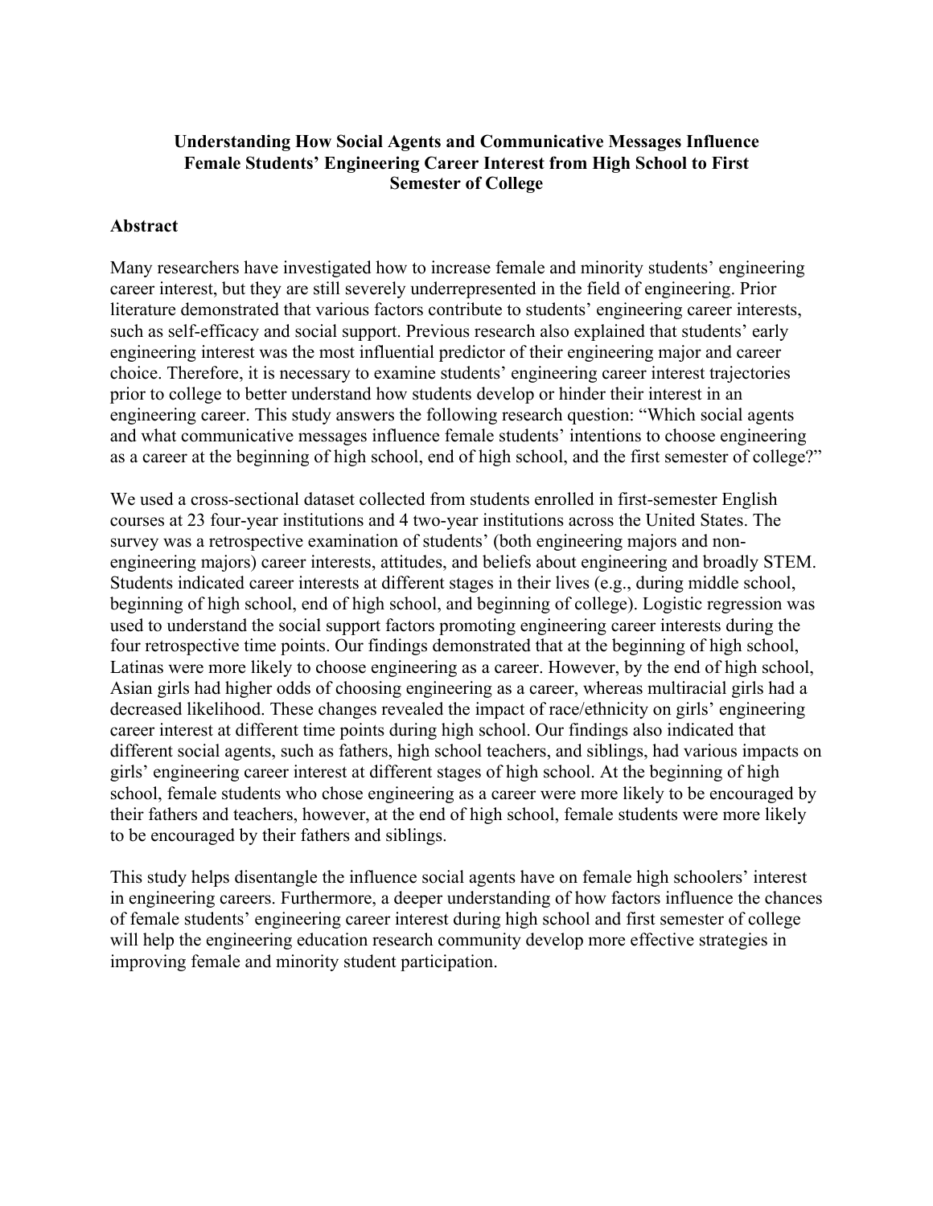**Understanding How Social Agents and Communicative Messages Influence Female Students' Engineering Career Interest from High School to First Semester of College**

## Abstract

Many researchers have investigated how to increase female and minority students' engineering career interest, but they are still severely underrepresented in the field of engineering. Prior literature demonstrated that various factors contribute to students' engineering career interests, such as self-efficacy and social support. Previous research also explained that students' early engineering interest was the most influential predictor of their engineering major and career choice. Therefore, it is necessary to examine students' engineering career interest trajectories prior to college to better understand how students develop or hinder their interest in an engineering career. This study answers the following research question: "Which social agents and what communicative messages influence female students' intentions to choose engineering as a career at the beginning of high school, end of high school, and the first semester of college?"

We used a cross-sectional dataset collected from students enrolled in first-semester English courses at 23 four-year institutions and 4 two-year institutions across the United States. The survey was a retrospective examination of students' (both engineering majors and non-engineering majors) career interests, attitudes, and beliefs about engineering and broadly STEM. Students indicated career interests at different stages in their lives (e.g., during middle school, beginning of high school, end of high school, and beginning of college). Logistic regression was used to understand the social support factors promoting engineering career interests during the four retrospective time points. Our findings demonstrated that at the beginning of high school, Latinas were more likely to choose engineering as a career. However, by the end of high school, Asian girls had higher odds of choosing engineering as a career, whereas multiracial girls had a decreased likelihood. These changes revealed the impact of race/ethnicity on girls' engineering career interest at different time points during high school. Our findings also indicated that different social agents, such as fathers, high school teachers, and siblings, had various impacts on girls' engineering career interest at different stages of high school. At the beginning of high school, female students who chose engineering as a career were more likely to be encouraged by their fathers and teachers, however, at the end of high school, female students were more likely to be encouraged by their fathers and siblings.

This study helps disentangle the influence social agents have on female high schoolers' interest in engineering careers. Furthermore, a deeper understanding of how factors influence the chances of female students' engineering career interest during high school and first semester of college will help the engineering education research community develop more effective strategies in improving female and minority student participation.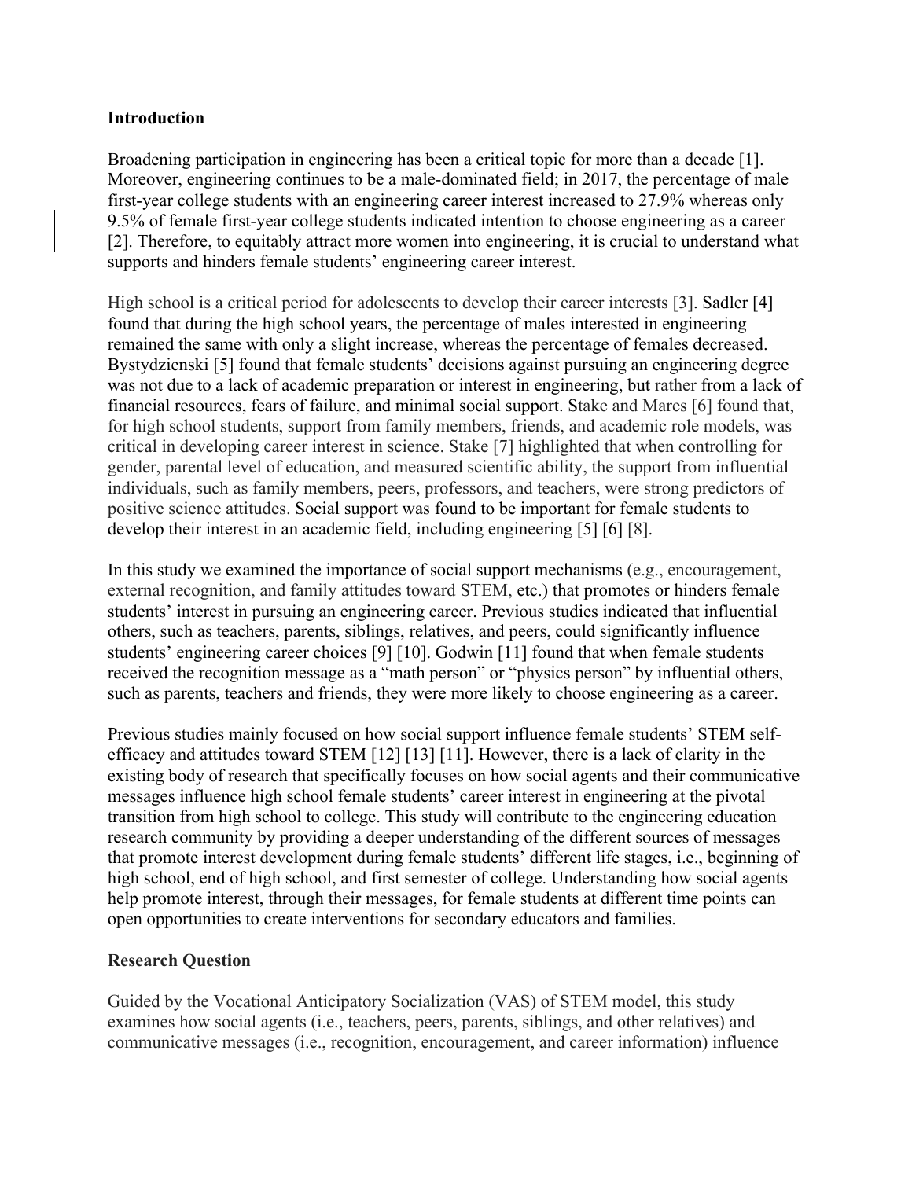## Introduction

Broadening participation in engineering has been a critical topic for more than a decade [1]. Moreover, engineering continues to be a male-dominated field; in 2017, the percentage of male first-year college students with an engineering career interest increased to 27.9% whereas only 9.5% of female first-year college students indicated intention to choose engineering as a career [2]. Therefore, to equitably attract more women into engineering, it is crucial to understand what supports and hinders female students' engineering career interest.

High school is a critical period for adolescents to develop their career interests [3]. Sadler [4] found that during the high school years, the percentage of males interested in engineering remained the same with only a slight increase, whereas the percentage of females decreased. Bystydzienski [5] found that female students' decisions against pursuing an engineering degree was not due to a lack of academic preparation or interest in engineering, but rather from a lack of financial resources, fears of failure, and minimal social support. Stake and Mares [6] found that, for high school students, support from family members, friends, and academic role models, was critical in developing career interest in science. Stake [7] highlighted that when controlling for gender, parental level of education, and measured scientific ability, the support from influential individuals, such as family members, peers, professors, and teachers, were strong predictors of positive science attitudes. Social support was found to be important for female students to develop their interest in an academic field, including engineering [5] [6] [8].

In this study we examined the importance of social support mechanisms (e.g., encouragement, external recognition, and family attitudes toward STEM, etc.) that promotes or hinders female students' interest in pursuing an engineering career. Previous studies indicated that influential others, such as teachers, parents, siblings, relatives, and peers, could significantly influence students' engineering career choices [9] [10]. Godwin [11] found that when female students received the recognition message as a "math person" or "physics person" by influential others, such as parents, teachers and friends, they were more likely to choose engineering as a career.

Previous studies mainly focused on how social support influence female students' STEM self-efficacy and attitudes toward STEM [12] [13] [11]. However, there is a lack of clarity in the existing body of research that specifically focuses on how social agents and their communicative messages influence high school female students' career interest in engineering at the pivotal transition from high school to college. This study will contribute to the engineering education research community by providing a deeper understanding of the different sources of messages that promote interest development during female students' different life stages, i.e., beginning of high school, end of high school, and first semester of college. Understanding how social agents help promote interest, through their messages, for female students at different time points can open opportunities to create interventions for secondary educators and families.

## Research Question

Guided by the Vocational Anticipatory Socialization (VAS) of STEM model, this study examines how social agents (i.e., teachers, peers, parents, siblings, and other relatives) and communicative messages (i.e., recognition, encouragement, and career information) influence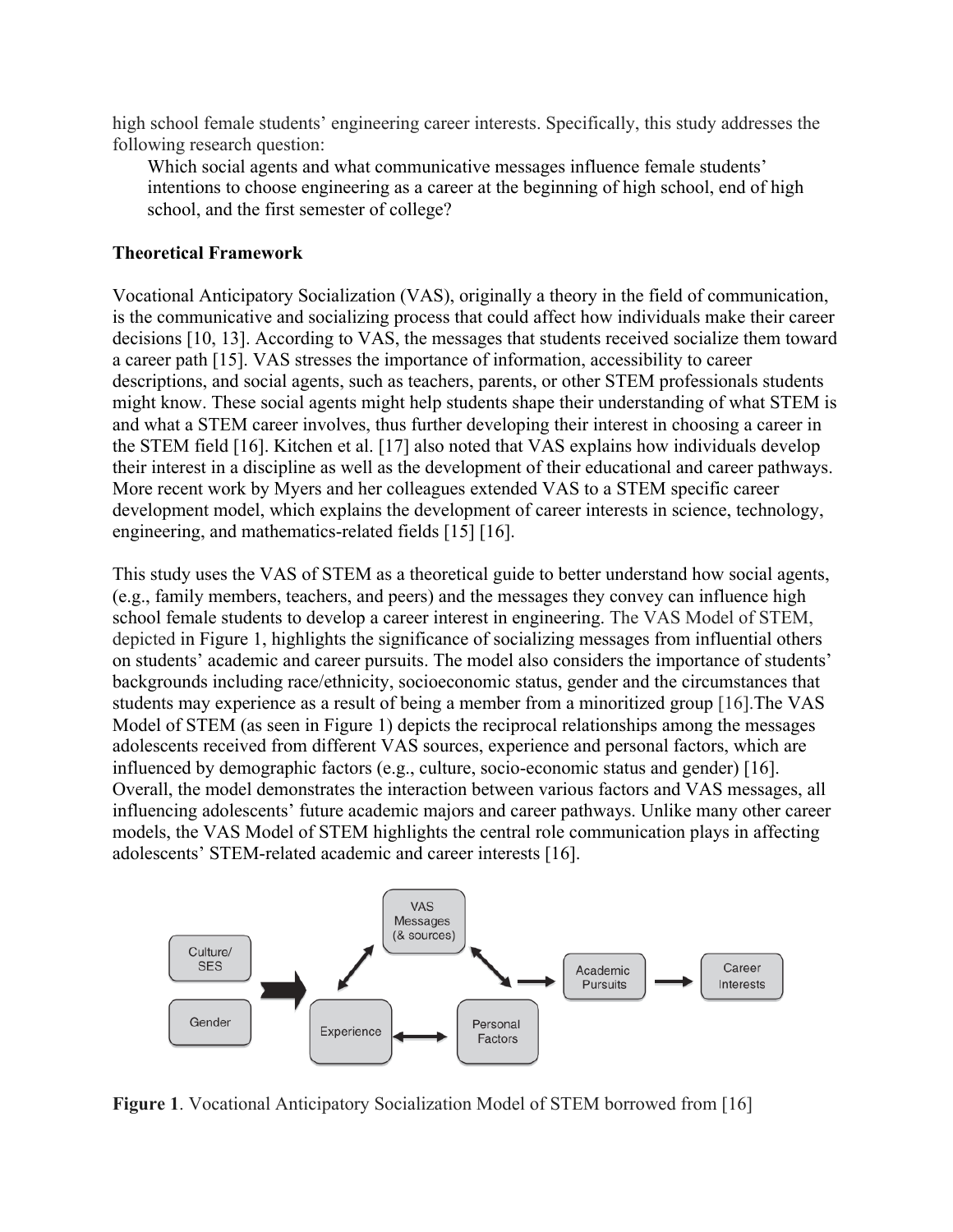high school female students' engineering career interests. Specifically, this study addresses the following research question:

> Which social agents and what communicative messages influence female students' intentions to choose engineering as a career at the beginning of high school, end of high school, and the first semester of college?

**Theoretical Framework**

Vocational Anticipatory Socialization (VAS), originally a theory in the field of communication, is the communicative and socializing process that could affect how individuals make their career decisions [10, 13]. According to VAS, the messages that students received socialize them toward a career path [15]. VAS stresses the importance of information, accessibility to career descriptions, and social agents, such as teachers, parents, or other STEM professionals students might know. These social agents might help students shape their understanding of what STEM is and what a STEM career involves, thus further developing their interest in choosing a career in the STEM field [16]. Kitchen et al. [17] also noted that VAS explains how individuals develop their interest in a discipline as well as the development of their educational and career pathways. More recent work by Myers and her colleagues extended VAS to a STEM specific career development model, which explains the development of career interests in science, technology, engineering, and mathematics-related fields [15] [16].

This study uses the VAS of STEM as a theoretical guide to better understand how social agents, (e.g., family members, teachers, and peers) and the messages they convey can influence high school female students to develop a career interest in engineering. The VAS Model of STEM, depicted in Figure 1, highlights the significance of socializing messages from influential others on students' academic and career pursuits. The model also considers the importance of students' backgrounds including race/ethnicity, socioeconomic status, gender and the circumstances that students may experience as a result of being a member from a minoritized group [16].The VAS Model of STEM (as seen in Figure 1) depicts the reciprocal relationships among the messages adolescents received from different VAS sources, experience and personal factors, which are influenced by demographic factors (e.g., culture, socio-economic status and gender) [16]. Overall, the model demonstrates the interaction between various factors and VAS messages, all influencing adolescents' future academic majors and career pathways. Unlike many other career models, the VAS Model of STEM highlights the central role communication plays in affecting adolescents' STEM-related academic and career interests [16].

**Figure 1**. Vocational Anticipatory Socialization Model of STEM borrowed from [16]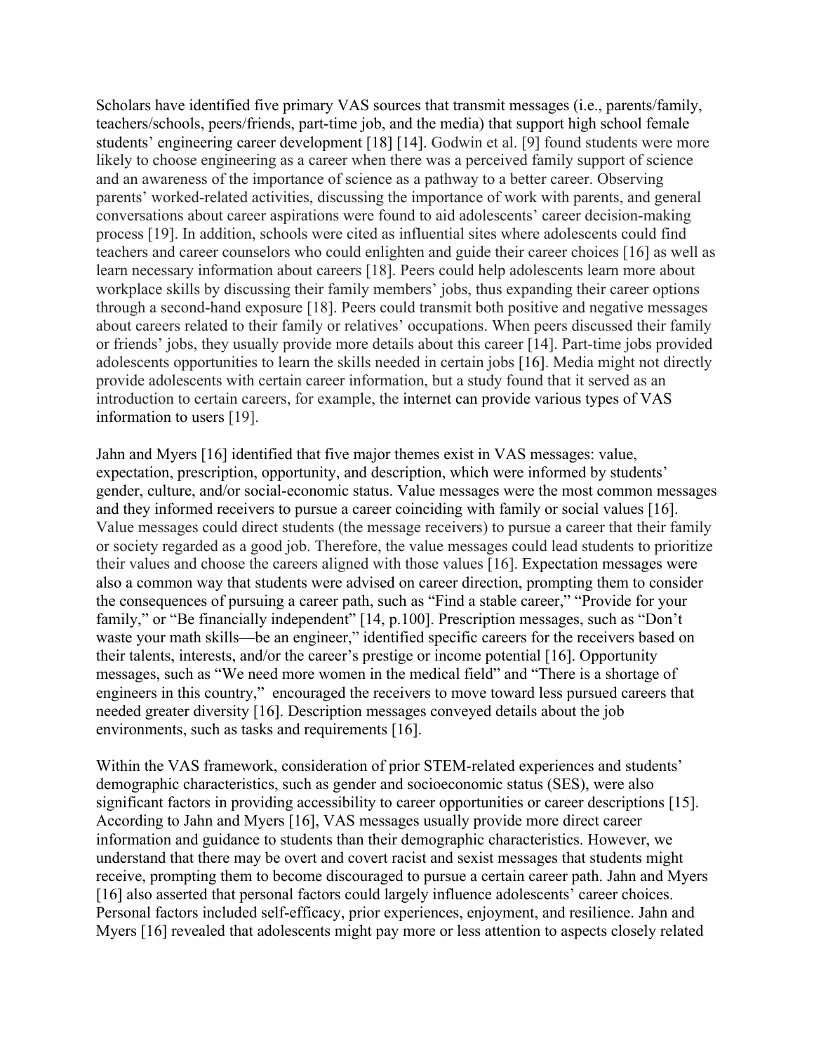Scholars have identified five primary VAS sources that transmit messages (i.e., parents/family, teachers/schools, peers/friends, part-time job, and the media) that support high school female students' engineering career development [18] [14]. Godwin et al. [9] found students were more likely to choose engineering as a career when there was a perceived family support of science and an awareness of the importance of science as a pathway to a better career. Observing parents' worked-related activities, discussing the importance of work with parents, and general conversations about career aspirations were found to aid adolescents' career decision-making process [19]. In addition, schools were cited as influential sites where adolescents could find teachers and career counselors who could enlighten and guide their career choices [16] as well as learn necessary information about careers [18]. Peers could help adolescents learn more about workplace skills by discussing their family members' jobs, thus expanding their career options through a second-hand exposure [18]. Peers could transmit both positive and negative messages about careers related to their family or relatives' occupations. When peers discussed their family or friends' jobs, they usually provide more details about this career [14]. Part-time jobs provided adolescents opportunities to learn the skills needed in certain jobs [16]. Media might not directly provide adolescents with certain career information, but a study found that it served as an introduction to certain careers, for example, the internet can provide various types of VAS information to users [19].

Jahn and Myers [16] identified that five major themes exist in VAS messages: value, expectation, prescription, opportunity, and description, which were informed by students' gender, culture, and/or social-economic status. Value messages were the most common messages and they informed receivers to pursue a career coinciding with family or social values [16]. Value messages could direct students (the message receivers) to pursue a career that their family or society regarded as a good job. Therefore, the value messages could lead students to prioritize their values and choose the careers aligned with those values [16]. Expectation messages were also a common way that students were advised on career direction, prompting them to consider the consequences of pursuing a career path, such as "Find a stable career," "Provide for your family," or "Be financially independent" [14, p.100]. Prescription messages, such as "Don't waste your math skills—be an engineer," identified specific careers for the receivers based on their talents, interests, and/or the career's prestige or income potential [16]. Opportunity messages, such as "We need more women in the medical field" and "There is a shortage of engineers in this country," encouraged the receivers to move toward less pursued careers that needed greater diversity [16]. Description messages conveyed details about the job environments, such as tasks and requirements [16].

Within the VAS framework, consideration of prior STEM-related experiences and students' demographic characteristics, such as gender and socioeconomic status (SES), were also significant factors in providing accessibility to career opportunities or career descriptions [15]. According to Jahn and Myers [16], VAS messages usually provide more direct career information and guidance to students than their demographic characteristics. However, we understand that there may be overt and covert racist and sexist messages that students might receive, prompting them to become discouraged to pursue a certain career path. Jahn and Myers [16] also asserted that personal factors could largely influence adolescents' career choices. Personal factors included self-efficacy, prior experiences, enjoyment, and resilience. Jahn and Myers [16] revealed that adolescents might pay more or less attention to aspects closely related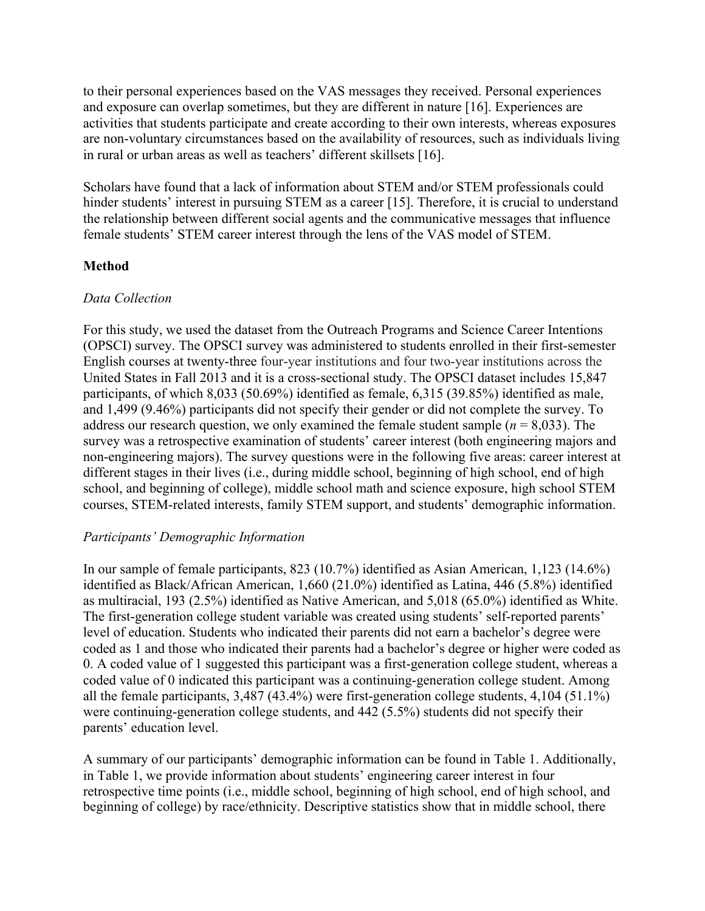to their personal experiences based on the VAS messages they received. Personal experiences and exposure can overlap sometimes, but they are different in nature [16]. Experiences are activities that students participate and create according to their own interests, whereas exposures are non-voluntary circumstances based on the availability of resources, such as individuals living in rural or urban areas as well as teachers' different skillsets [16].

Scholars have found that a lack of information about STEM and/or STEM professionals could hinder students' interest in pursuing STEM as a career [15]. Therefore, it is crucial to understand the relationship between different social agents and the communicative messages that influence female students' STEM career interest through the lens of the VAS model of STEM.

## Method

### *Data Collection*

For this study, we used the dataset from the Outreach Programs and Science Career Intentions (OPSCI) survey. The OPSCI survey was administered to students enrolled in their first-semester English courses at twenty-three four-year institutions and four two-year institutions across the United States in Fall 2013 and it is a cross-sectional study. The OPSCI dataset includes 15,847 participants, of which 8,033 (50.69%) identified as female, 6,315 (39.85%) identified as male, and 1,499 (9.46%) participants did not specify their gender or did not complete the survey. To address our research question, we only examined the female student sample (*n* = 8,033). The survey was a retrospective examination of students' career interest (both engineering majors and non-engineering majors). The survey questions were in the following five areas: career interest at different stages in their lives (i.e., during middle school, beginning of high school, end of high school, and beginning of college), middle school math and science exposure, high school STEM courses, STEM-related interests, family STEM support, and students' demographic information.

### *Participants' Demographic Information*

In our sample of female participants, 823 (10.7%) identified as Asian American, 1,123 (14.6%) identified as Black/African American, 1,660 (21.0%) identified as Latina, 446 (5.8%) identified as multiracial, 193 (2.5%) identified as Native American, and 5,018 (65.0%) identified as White. The first-generation college student variable was created using students' self-reported parents' level of education. Students who indicated their parents did not earn a bachelor's degree were coded as 1 and those who indicated their parents had a bachelor's degree or higher were coded as 0. A coded value of 1 suggested this participant was a first-generation college student, whereas a coded value of 0 indicated this participant was a continuing-generation college student. Among all the female participants, 3,487 (43.4%) were first-generation college students, 4,104 (51.1%) were continuing-generation college students, and 442 (5.5%) students did not specify their parents' education level.

A summary of our participants' demographic information can be found in Table 1. Additionally, in Table 1, we provide information about students' engineering career interest in four retrospective time points (i.e., middle school, beginning of high school, end of high school, and beginning of college) by race/ethnicity. Descriptive statistics show that in middle school, there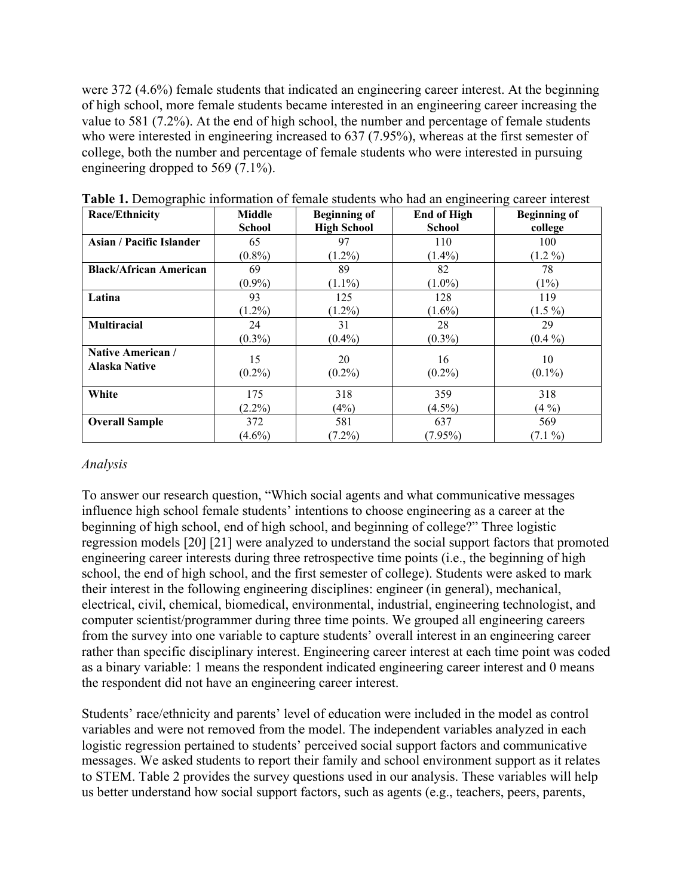were 372 (4.6%) female students that indicated an engineering career interest. At the beginning of high school, more female students became interested in an engineering career increasing the value to 581 (7.2%). At the end of high school, the number and percentage of female students who were interested in engineering increased to 637 (7.95%), whereas at the first semester of college, both the number and percentage of female students who were interested in pursuing engineering dropped to 569 (7.1%).

**Table 1.** Demographic information of female students who had an engineering career interest

| Race/Ethnicity | Middle School | Beginning of High School | End of High School | Beginning of college |
|---|---|---|---|---|
| **Asian / Pacific Islander** | 65 (0.8%) | 97 (1.2%) | 110 (1.4%) | 100 (1.2 %) |
| **Black/African American** | 69 (0.9%) | 89 (1.1%) | 82 (1.0%) | 78 (1%) |
| **Latina** | 93 (1.2%) | 125 (1.2%) | 128 (1.6%) | 119 (1.5 %) |
| **Multiracial** | 24 (0.3%) | 31 (0.4%) | 28 (0.3%) | 29 (0.4 %) |
| **Native American / Alaska Native** | 15 (0.2%) | 20 (0.2%) | 16 (0.2%) | 10 (0.1%) |
| **White** | 175 (2.2%) | 318 (4%) | 359 (4.5%) | 318 (4 %) |
| **Overall Sample** | 372 (4.6%) | 581 (7.2%) | 637 (7.95%) | 569 (7.1 %) |

*Analysis*

To answer our research question, "Which social agents and what communicative messages influence high school female students' intentions to choose engineering as a career at the beginning of high school, end of high school, and beginning of college?" Three logistic regression models [20] [21] were analyzed to understand the social support factors that promoted engineering career interests during three retrospective time points (i.e., the beginning of high school, the end of high school, and the first semester of college). Students were asked to mark their interest in the following engineering disciplines: engineer (in general), mechanical, electrical, civil, chemical, biomedical, environmental, industrial, engineering technologist, and computer scientist/programmer during three time points. We grouped all engineering careers from the survey into one variable to capture students' overall interest in an engineering career rather than specific disciplinary interest. Engineering career interest at each time point was coded as a binary variable: 1 means the respondent indicated engineering career interest and 0 means the respondent did not have an engineering career interest.

Students' race/ethnicity and parents' level of education were included in the model as control variables and were not removed from the model. The independent variables analyzed in each logistic regression pertained to students' perceived social support factors and communicative messages. We asked students to report their family and school environment support as it relates to STEM. Table 2 provides the survey questions used in our analysis. These variables will help us better understand how social support factors, such as agents (e.g., teachers, peers, parents,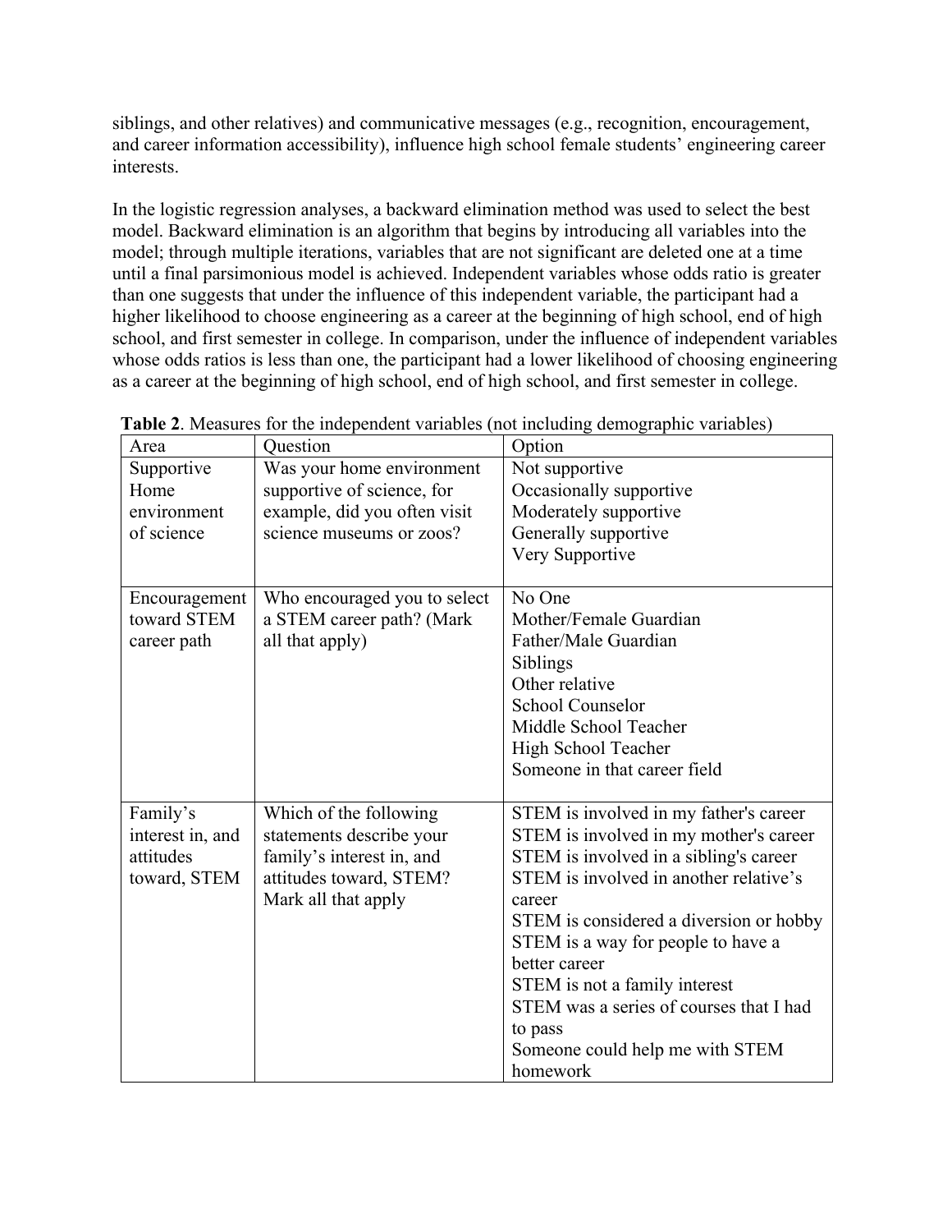siblings, and other relatives) and communicative messages (e.g., recognition, encouragement, and career information accessibility), influence high school female students' engineering career interests.

In the logistic regression analyses, a backward elimination method was used to select the best model. Backward elimination is an algorithm that begins by introducing all variables into the model; through multiple iterations, variables that are not significant are deleted one at a time until a final parsimonious model is achieved. Independent variables whose odds ratio is greater than one suggests that under the influence of this independent variable, the participant had a higher likelihood to choose engineering as a career at the beginning of high school, end of high school, and first semester in college. In comparison, under the influence of independent variables whose odds ratios is less than one, the participant had a lower likelihood of choosing engineering as a career at the beginning of high school, end of high school, and first semester in college.

**Table 2**. Measures for the independent variables (not including demographic variables)

| Area | Question | Option |
|---|---|---|
| Supportive Home environment of science | Was your home environment supportive of science, for example, did you often visit science museums or zoos? | Not supportive<br>Occasionally supportive<br>Moderately supportive<br>Generally supportive<br>Very Supportive |
| Encouragement toward STEM career path | Who encouraged you to select a STEM career path? (Mark all that apply) | No One<br>Mother/Female Guardian<br>Father/Male Guardian<br>Siblings<br>Other relative<br>School Counselor<br>Middle School Teacher<br>High School Teacher<br>Someone in that career field |
| Family's interest in, and attitudes toward, STEM | Which of the following statements describe your family's interest in, and attitudes toward, STEM? Mark all that apply | STEM is involved in my father's career<br>STEM is involved in my mother's career<br>STEM is involved in a sibling's career<br>STEM is involved in another relative's career<br>STEM is considered a diversion or hobby<br>STEM is a way for people to have a better career<br>STEM is not a family interest<br>STEM was a series of courses that I had to pass<br>Someone could help me with STEM homework |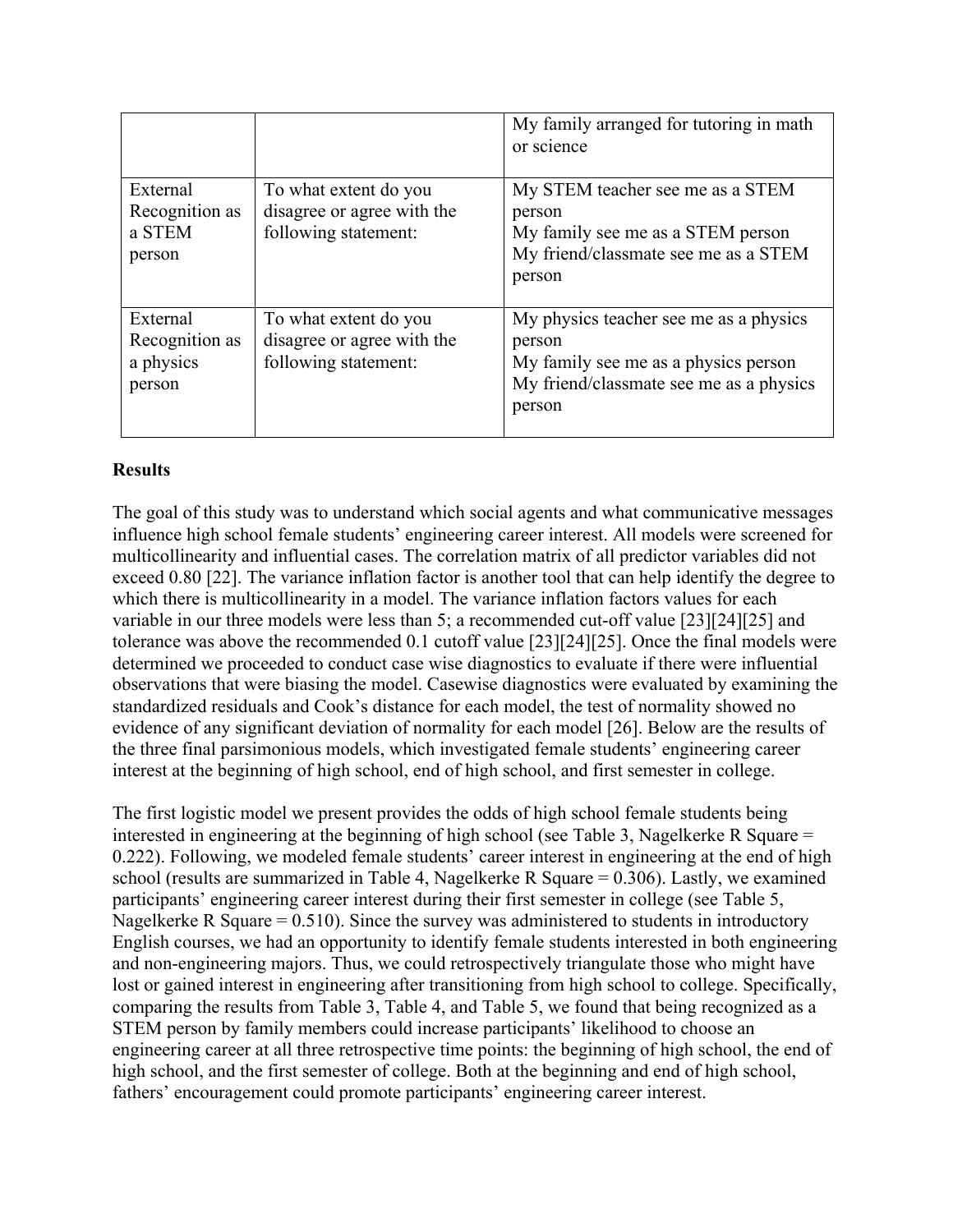| | | My family arranged for tutoring in math or science |
|---|---|---|
| External Recognition as a STEM person | To what extent do you disagree or agree with the following statement: | My STEM teacher see me as a STEM person<br>My family see me as a STEM person<br>My friend/classmate see me as a STEM person |
| External Recognition as a physics person | To what extent do you disagree or agree with the following statement: | My physics teacher see me as a physics person<br>My family see me as a physics person<br>My friend/classmate see me as a physics person |

**Results**

The goal of this study was to understand which social agents and what communicative messages influence high school female students' engineering career interest. All models were screened for multicollinearity and influential cases. The correlation matrix of all predictor variables did not exceed 0.80 [22]. The variance inflation factor is another tool that can help identify the degree to which there is multicollinearity in a model. The variance inflation factors values for each variable in our three models were less than 5; a recommended cut-off value [23][24][25] and tolerance was above the recommended 0.1 cutoff value [23][24][25]. Once the final models were determined we proceeded to conduct case wise diagnostics to evaluate if there were influential observations that were biasing the model. Casewise diagnostics were evaluated by examining the standardized residuals and Cook's distance for each model, the test of normality showed no evidence of any significant deviation of normality for each model [26]. Below are the results of the three final parsimonious models, which investigated female students' engineering career interest at the beginning of high school, end of high school, and first semester in college.

The first logistic model we present provides the odds of high school female students being interested in engineering at the beginning of high school (see Table 3, Nagelkerke R Square = 0.222). Following, we modeled female students' career interest in engineering at the end of high school (results are summarized in Table 4, Nagelkerke R Square = 0.306). Lastly, we examined participants' engineering career interest during their first semester in college (see Table 5, Nagelkerke R Square = 0.510). Since the survey was administered to students in introductory English courses, we had an opportunity to identify female students interested in both engineering and non-engineering majors. Thus, we could retrospectively triangulate those who might have lost or gained interest in engineering after transitioning from high school to college. Specifically, comparing the results from Table 3, Table 4, and Table 5, we found that being recognized as a STEM person by family members could increase participants' likelihood to choose an engineering career at all three retrospective time points: the beginning of high school, the end of high school, and the first semester of college. Both at the beginning and end of high school, fathers' encouragement could promote participants' engineering career interest.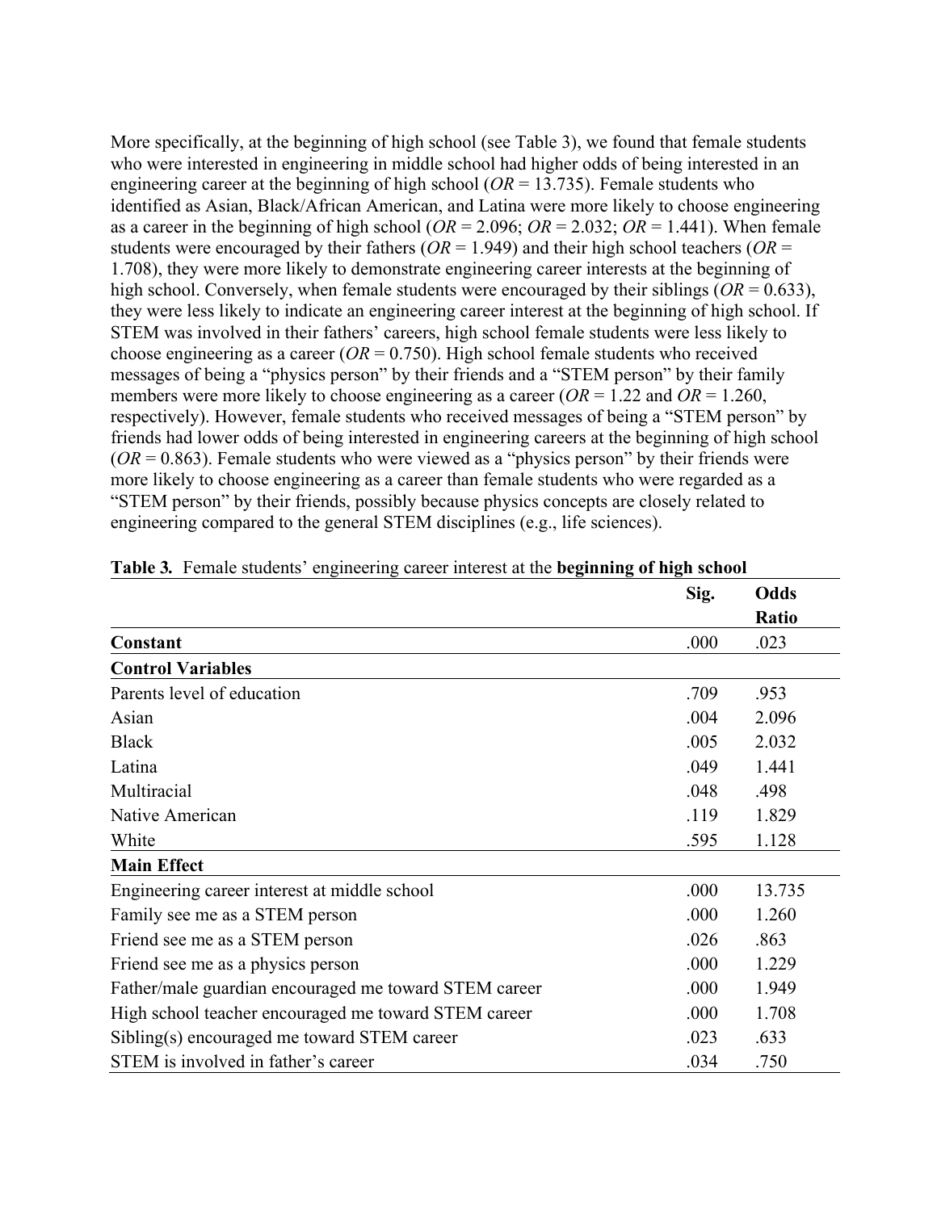More specifically, at the beginning of high school (see Table 3), we found that female students who were interested in engineering in middle school had higher odds of being interested in an engineering career at the beginning of high school (*OR* = 13.735). Female students who identified as Asian, Black/African American, and Latina were more likely to choose engineering as a career in the beginning of high school (*OR* = 2.096; *OR* = 2.032; *OR* = 1.441). When female students were encouraged by their fathers (*OR* = 1.949) and their high school teachers (*OR* = 1.708), they were more likely to demonstrate engineering career interests at the beginning of high school. Conversely, when female students were encouraged by their siblings (*OR* = 0.633), they were less likely to indicate an engineering career interest at the beginning of high school. If STEM was involved in their fathers' careers, high school female students were less likely to choose engineering as a career (*OR* = 0.750). High school female students who received messages of being a "physics person" by their friends and a "STEM person" by their family members were more likely to choose engineering as a career (*OR* = 1.22 and *OR* = 1.260, respectively). However, female students who received messages of being a "STEM person" by friends had lower odds of being interested in engineering careers at the beginning of high school (*OR* = 0.863). Female students who were viewed as a "physics person" by their friends were more likely to choose engineering as a career than female students who were regarded as a "STEM person" by their friends, possibly because physics concepts are closely related to engineering compared to the general STEM disciplines (e.g., life sciences).

**Table 3.** Female students' engineering career interest at the **beginning of high school**

| | Sig. | Odds Ratio |
|---|---|---|
| **Constant** | .000 | .023 |
| **Control Variables** | | |
| Parents level of education | .709 | .953 |
| Asian | .004 | 2.096 |
| Black | .005 | 2.032 |
| Latina | .049 | 1.441 |
| Multiracial | .048 | .498 |
| Native American | .119 | 1.829 |
| White | .595 | 1.128 |
| **Main Effect** | | |
| Engineering career interest at middle school | .000 | 13.735 |
| Family see me as a STEM person | .000 | 1.260 |
| Friend see me as a STEM person | .026 | .863 |
| Friend see me as a physics person | .000 | 1.229 |
| Father/male guardian encouraged me toward STEM career | .000 | 1.949 |
| High school teacher encouraged me toward STEM career | .000 | 1.708 |
| Sibling(s) encouraged me toward STEM career | .023 | .633 |
| STEM is involved in father's career | .034 | .750 |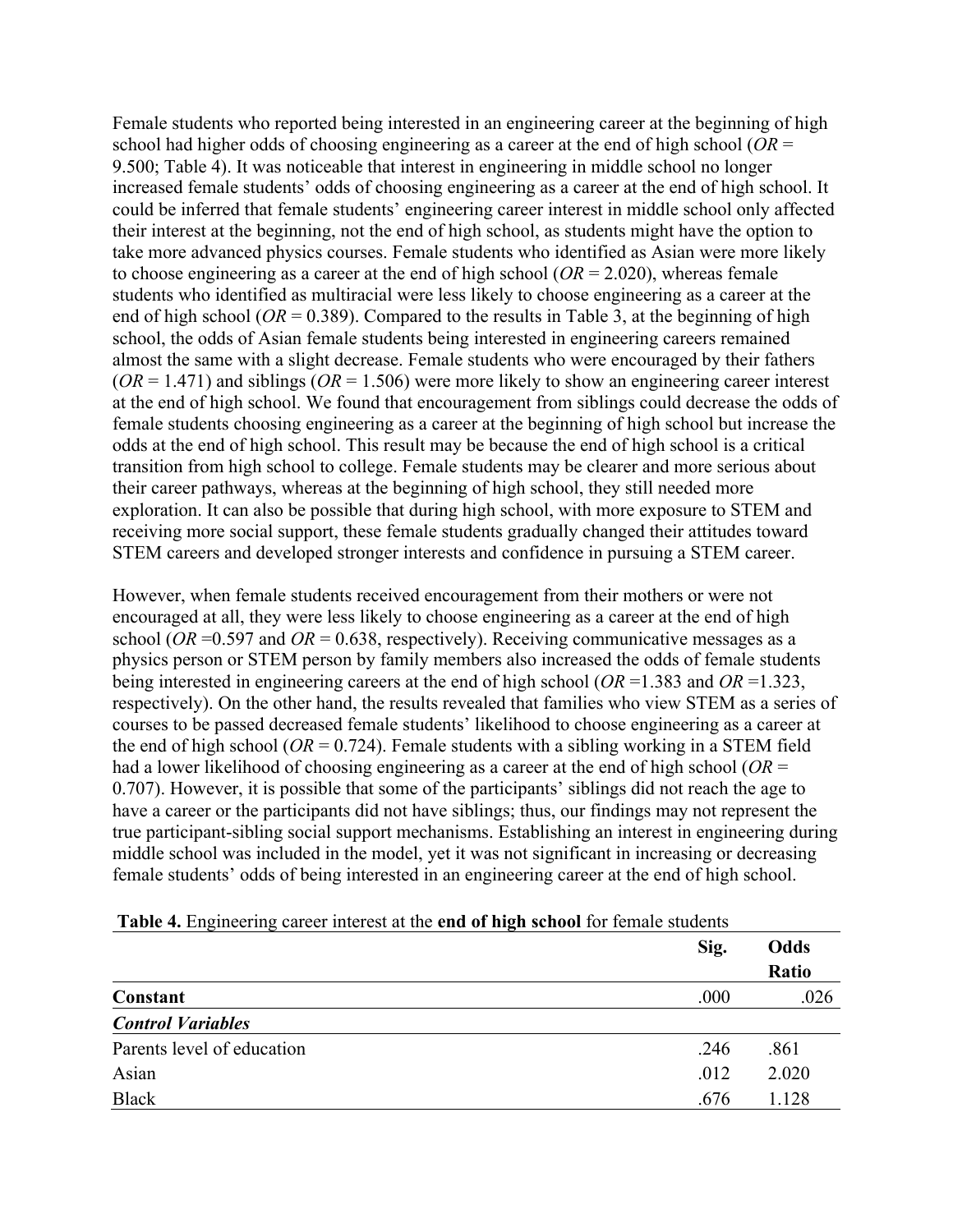Female students who reported being interested in an engineering career at the beginning of high school had higher odds of choosing engineering as a career at the end of high school (*OR* = 9.500; Table 4). It was noticeable that interest in engineering in middle school no longer increased female students' odds of choosing engineering as a career at the end of high school. It could be inferred that female students' engineering career interest in middle school only affected their interest at the beginning, not the end of high school, as students might have the option to take more advanced physics courses. Female students who identified as Asian were more likely to choose engineering as a career at the end of high school (*OR* = 2.020), whereas female students who identified as multiracial were less likely to choose engineering as a career at the end of high school (*OR* = 0.389). Compared to the results in Table 3, at the beginning of high school, the odds of Asian female students being interested in engineering careers remained almost the same with a slight decrease. Female students who were encouraged by their fathers (*OR* = 1.471) and siblings (*OR* = 1.506) were more likely to show an engineering career interest at the end of high school. We found that encouragement from siblings could decrease the odds of female students choosing engineering as a career at the beginning of high school but increase the odds at the end of high school. This result may be because the end of high school is a critical transition from high school to college. Female students may be clearer and more serious about their career pathways, whereas at the beginning of high school, they still needed more exploration. It can also be possible that during high school, with more exposure to STEM and receiving more social support, these female students gradually changed their attitudes toward STEM careers and developed stronger interests and confidence in pursuing a STEM career.

However, when female students received encouragement from their mothers or were not encouraged at all, they were less likely to choose engineering as a career at the end of high school (*OR* =0.597 and *OR* = 0.638, respectively). Receiving communicative messages as a physics person or STEM person by family members also increased the odds of female students being interested in engineering careers at the end of high school (*OR* =1.383 and *OR* =1.323, respectively). On the other hand, the results revealed that families who view STEM as a series of courses to be passed decreased female students' likelihood to choose engineering as a career at the end of high school (*OR* = 0.724). Female students with a sibling working in a STEM field had a lower likelihood of choosing engineering as a career at the end of high school (*OR* = 0.707). However, it is possible that some of the participants' siblings did not reach the age to have a career or the participants did not have siblings; thus, our findings may not represent the true participant-sibling social support mechanisms. Establishing an interest in engineering during middle school was included in the model, yet it was not significant in increasing or decreasing female students' odds of being interested in an engineering career at the end of high school.

**Table 4.** Engineering career interest at the **end of high school** for female students

| | Sig. | Odds Ratio |
|---|---|---|
| **Constant** | .000 | .026 |
| ***Control Variables*** | | |
| Parents level of education | .246 | .861 |
| Asian | .012 | 2.020 |
| Black | .676 | 1.128 |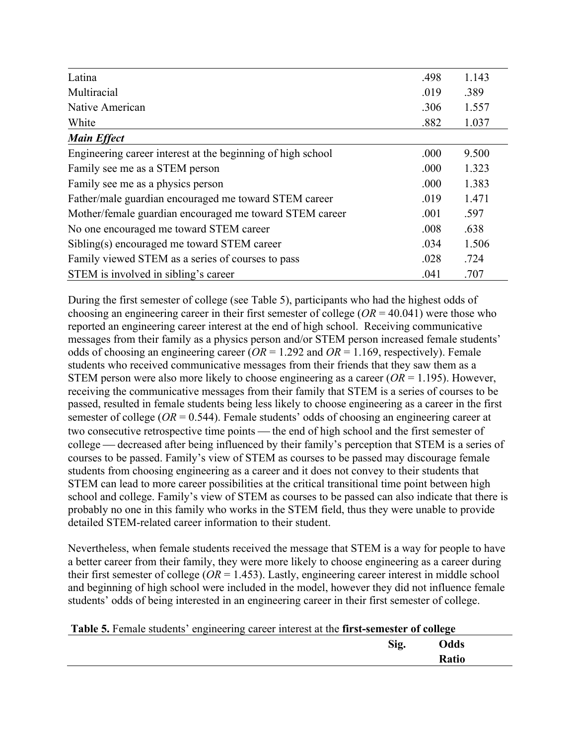| | | |
|---|---|---|
| Latina | .498 | 1.143 |
| Multiracial | .019 | .389 |
| Native American | .306 | 1.557 |
| White | .882 | 1.037 |
| ***Main Effect*** | | |
| Engineering career interest at the beginning of high school | .000 | 9.500 |
| Family see me as a STEM person | .000 | 1.323 |
| Family see me as a physics person | .000 | 1.383 |
| Father/male guardian encouraged me toward STEM career | .019 | 1.471 |
| Mother/female guardian encouraged me toward STEM career | .001 | .597 |
| No one encouraged me toward STEM career | .008 | .638 |
| Sibling(s) encouraged me toward STEM career | .034 | 1.506 |
| Family viewed STEM as a series of courses to pass | .028 | .724 |
| STEM is involved in sibling's career | .041 | .707 |

During the first semester of college (see Table 5), participants who had the highest odds of choosing an engineering career in their first semester of college (*OR* = 40.041) were those who reported an engineering career interest at the end of high school. Receiving communicative messages from their family as a physics person and/or STEM person increased female students' odds of choosing an engineering career (*OR* = 1.292 and *OR* = 1.169, respectively). Female students who received communicative messages from their friends that they saw them as a STEM person were also more likely to choose engineering as a career (*OR* = 1.195). However, receiving the communicative messages from their family that STEM is a series of courses to be passed, resulted in female students being less likely to choose engineering as a career in the first semester of college (*OR* = 0.544). Female students' odds of choosing an engineering career at two consecutive retrospective time points — the end of high school and the first semester of college — decreased after being influenced by their family's perception that STEM is a series of courses to be passed. Family's view of STEM as courses to be passed may discourage female students from choosing engineering as a career and it does not convey to their students that STEM can lead to more career possibilities at the critical transitional time point between high school and college. Family's view of STEM as courses to be passed can also indicate that there is probably no one in this family who works in the STEM field, thus they were unable to provide detailed STEM-related career information to their student.

Nevertheless, when female students received the message that STEM is a way for people to have a better career from their family, they were more likely to choose engineering as a career during their first semester of college (*OR* = 1.453). Lastly, engineering career interest in middle school and beginning of high school were included in the model, however they did not influence female students' odds of being interested in an engineering career in their first semester of college.

**Table 5.** Female students' engineering career interest at the **first-semester of college**

| | Sig. | Odds Ratio |
|---|---|---|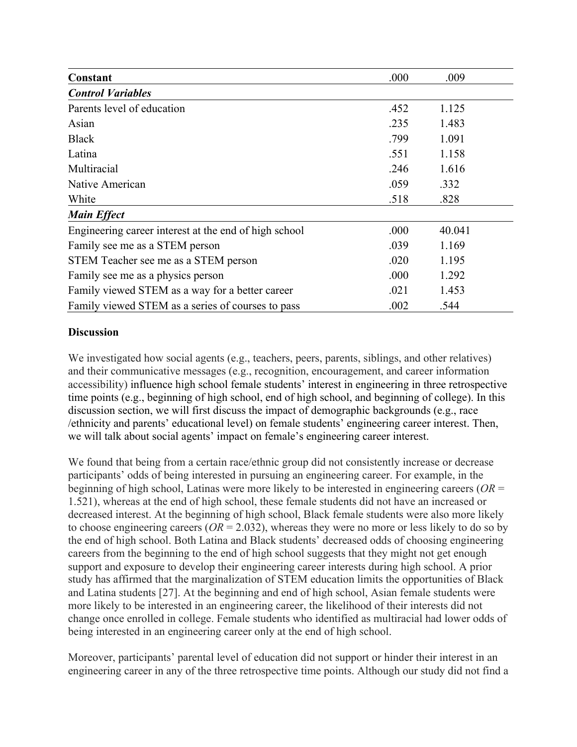| Constant | .000 | .009 |
|---|---|---|
| ***Control Variables*** | | |
| Parents level of education | .452 | 1.125 |
| Asian | .235 | 1.483 |
| Black | .799 | 1.091 |
| Latina | .551 | 1.158 |
| Multiracial | .246 | 1.616 |
| Native American | .059 | .332 |
| White | .518 | .828 |
| ***Main Effect*** | | |
| Engineering career interest at the end of high school | .000 | 40.041 |
| Family see me as a STEM person | .039 | 1.169 |
| STEM Teacher see me as a STEM person | .020 | 1.195 |
| Family see me as a physics person | .000 | 1.292 |
| Family viewed STEM as a way for a better career | .021 | 1.453 |
| Family viewed STEM as a series of courses to pass | .002 | .544 |

## Discussion

We investigated how social agents (e.g., teachers, peers, parents, siblings, and other relatives) and their communicative messages (e.g., recognition, encouragement, and career information accessibility) influence high school female students' interest in engineering in three retrospective time points (e.g., beginning of high school, end of high school, and beginning of college). In this discussion section, we will first discuss the impact of demographic backgrounds (e.g., race /ethnicity and parents' educational level) on female students' engineering career interest. Then, we will talk about social agents' impact on female's engineering career interest.

We found that being from a certain race/ethnic group did not consistently increase or decrease participants' odds of being interested in pursuing an engineering career. For example, in the beginning of high school, Latinas were more likely to be interested in engineering careers (*OR* = 1.521), whereas at the end of high school, these female students did not have an increased or decreased interest. At the beginning of high school, Black female students were also more likely to choose engineering careers (*OR* = 2.032), whereas they were no more or less likely to do so by the end of high school. Both Latina and Black students' decreased odds of choosing engineering careers from the beginning to the end of high school suggests that they might not get enough support and exposure to develop their engineering career interests during high school. A prior study has affirmed that the marginalization of STEM education limits the opportunities of Black and Latina students [27]. At the beginning and end of high school, Asian female students were more likely to be interested in an engineering career, the likelihood of their interests did not change once enrolled in college. Female students who identified as multiracial had lower odds of being interested in an engineering career only at the end of high school.

Moreover, participants' parental level of education did not support or hinder their interest in an engineering career in any of the three retrospective time points. Although our study did not find a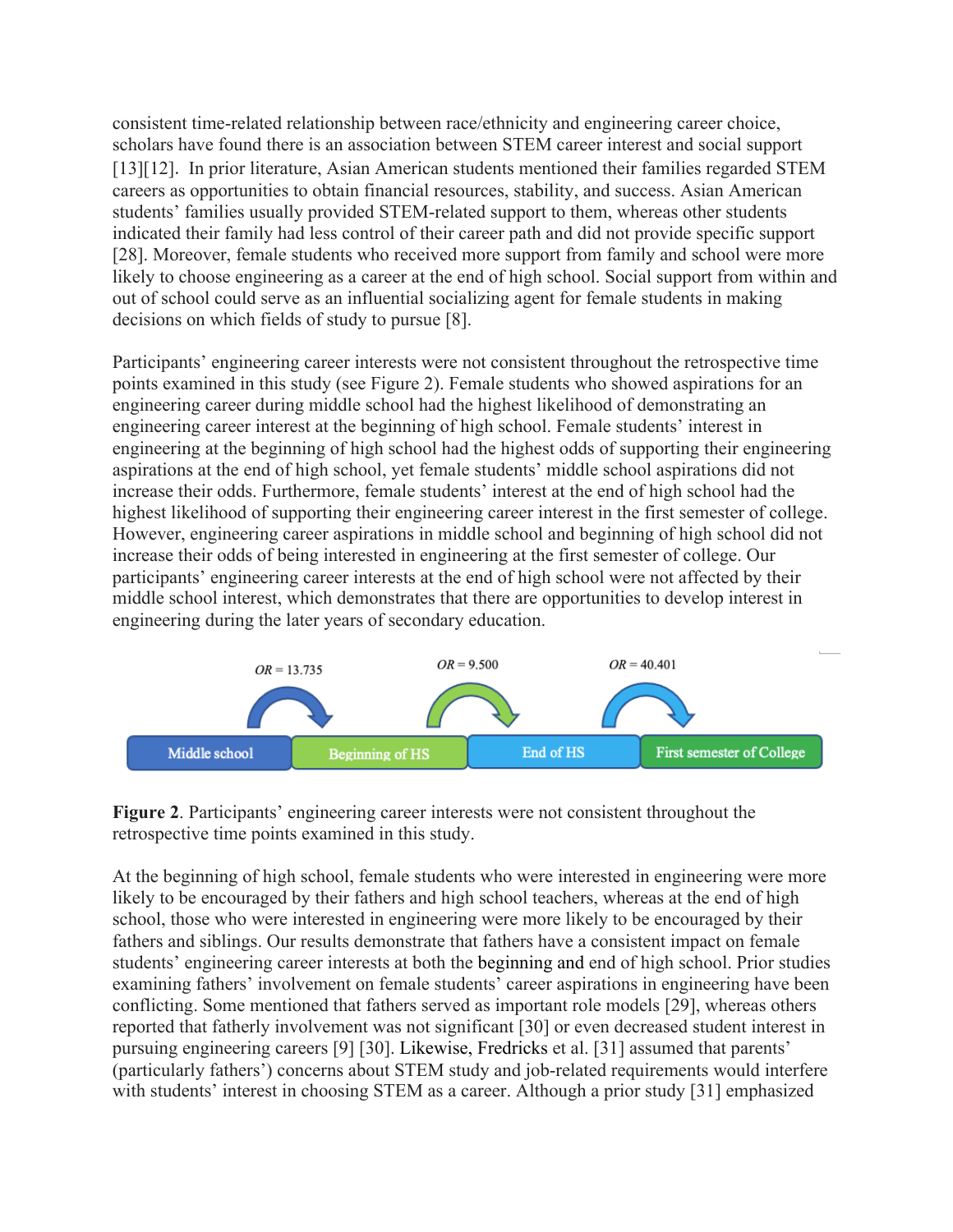consistent time-related relationship between race/ethnicity and engineering career choice, scholars have found there is an association between STEM career interest and social support [13][12]. In prior literature, Asian American students mentioned their families regarded STEM careers as opportunities to obtain financial resources, stability, and success. Asian American students' families usually provided STEM-related support to them, whereas other students indicated their family had less control of their career path and did not provide specific support [28]. Moreover, female students who received more support from family and school were more likely to choose engineering as a career at the end of high school. Social support from within and out of school could serve as an influential socializing agent for female students in making decisions on which fields of study to pursue [8].

Participants' engineering career interests were not consistent throughout the retrospective time points examined in this study (see Figure 2). Female students who showed aspirations for an engineering career during middle school had the highest likelihood of demonstrating an engineering career interest at the beginning of high school. Female students' interest in engineering at the beginning of high school had the highest odds of supporting their engineering aspirations at the end of high school, yet female students' middle school aspirations did not increase their odds. Furthermore, female students' interest at the end of high school had the highest likelihood of supporting their engineering career interest in the first semester of college. However, engineering career aspirations in middle school and beginning of high school did not increase their odds of being interested in engineering at the first semester of college. Our participants' engineering career interests at the end of high school were not affected by their middle school interest, which demonstrates that there are opportunities to develop interest in engineering during the later years of secondary education.

**Figure 2**. Participants' engineering career interests were not consistent throughout the retrospective time points examined in this study.

At the beginning of high school, female students who were interested in engineering were more likely to be encouraged by their fathers and high school teachers, whereas at the end of high school, those who were interested in engineering were more likely to be encouraged by their fathers and siblings. Our results demonstrate that fathers have a consistent impact on female students' engineering career interests at both the beginning and end of high school. Prior studies examining fathers' involvement on female students' career aspirations in engineering have been conflicting. Some mentioned that fathers served as important role models [29], whereas others reported that fatherly involvement was not significant [30] or even decreased student interest in pursuing engineering careers [9] [30]. Likewise, Fredricks et al. [31] assumed that parents' (particularly fathers') concerns about STEM study and job-related requirements would interfere with students' interest in choosing STEM as a career. Although a prior study [31] emphasized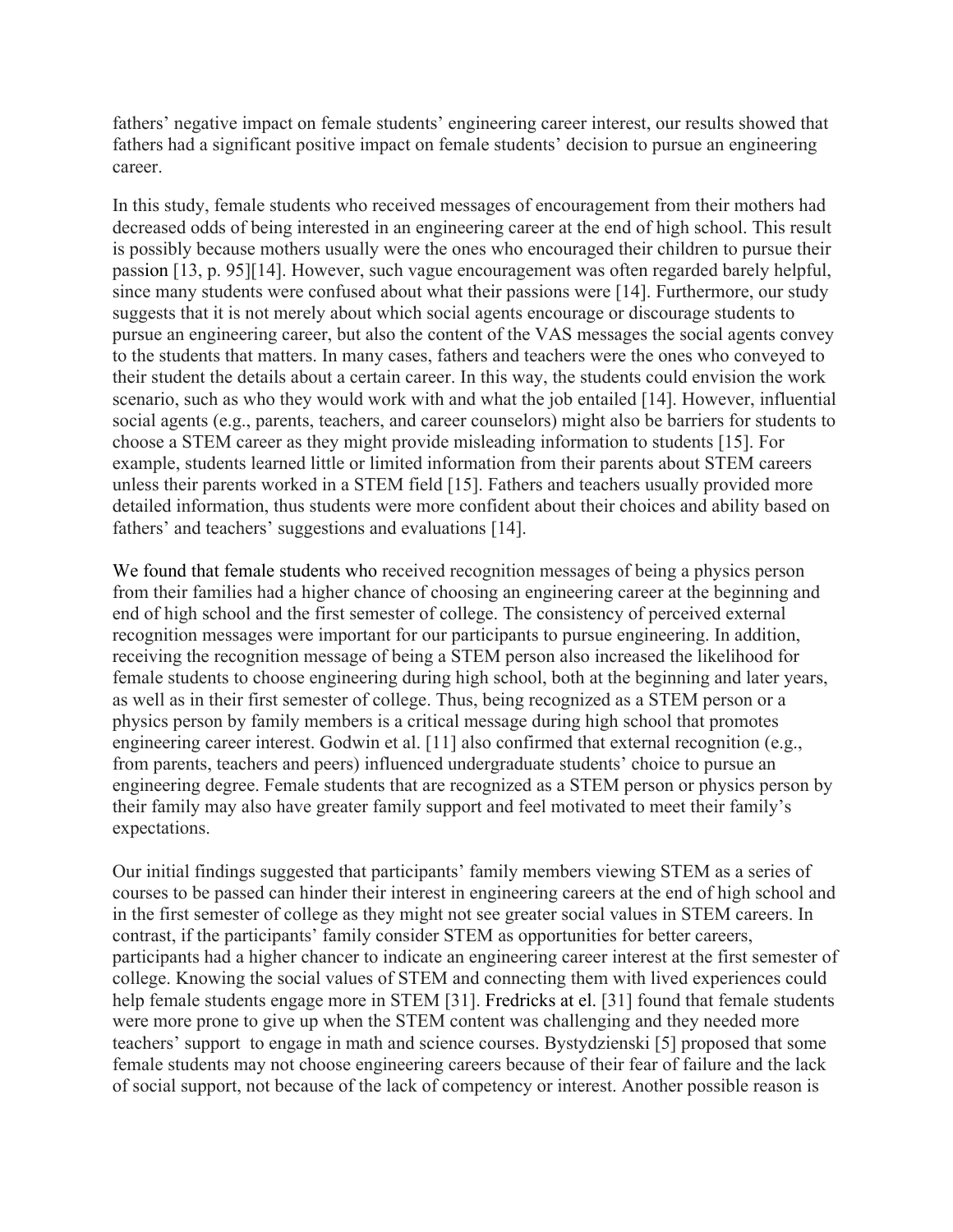fathers' negative impact on female students' engineering career interest, our results showed that fathers had a significant positive impact on female students' decision to pursue an engineering career.

In this study, female students who received messages of encouragement from their mothers had decreased odds of being interested in an engineering career at the end of high school. This result is possibly because mothers usually were the ones who encouraged their children to pursue their passion [13, p. 95][14]. However, such vague encouragement was often regarded barely helpful, since many students were confused about what their passions were [14]. Furthermore, our study suggests that it is not merely about which social agents encourage or discourage students to pursue an engineering career, but also the content of the VAS messages the social agents convey to the students that matters. In many cases, fathers and teachers were the ones who conveyed to their student the details about a certain career. In this way, the students could envision the work scenario, such as who they would work with and what the job entailed [14]. However, influential social agents (e.g., parents, teachers, and career counselors) might also be barriers for students to choose a STEM career as they might provide misleading information to students [15]. For example, students learned little or limited information from their parents about STEM careers unless their parents worked in a STEM field [15]. Fathers and teachers usually provided more detailed information, thus students were more confident about their choices and ability based on fathers' and teachers' suggestions and evaluations [14].

We found that female students who received recognition messages of being a physics person from their families had a higher chance of choosing an engineering career at the beginning and end of high school and the first semester of college. The consistency of perceived external recognition messages were important for our participants to pursue engineering. In addition, receiving the recognition message of being a STEM person also increased the likelihood for female students to choose engineering during high school, both at the beginning and later years, as well as in their first semester of college. Thus, being recognized as a STEM person or a physics person by family members is a critical message during high school that promotes engineering career interest. Godwin et al. [11] also confirmed that external recognition (e.g., from parents, teachers and peers) influenced undergraduate students' choice to pursue an engineering degree. Female students that are recognized as a STEM person or physics person by their family may also have greater family support and feel motivated to meet their family's expectations.

Our initial findings suggested that participants' family members viewing STEM as a series of courses to be passed can hinder their interest in engineering careers at the end of high school and in the first semester of college as they might not see greater social values in STEM careers. In contrast, if the participants' family consider STEM as opportunities for better careers, participants had a higher chancer to indicate an engineering career interest at the first semester of college. Knowing the social values of STEM and connecting them with lived experiences could help female students engage more in STEM [31]. Fredricks at el. [31] found that female students were more prone to give up when the STEM content was challenging and they needed more teachers' support to engage in math and science courses. Bystydzienski [5] proposed that some female students may not choose engineering careers because of their fear of failure and the lack of social support, not because of the lack of competency or interest. Another possible reason is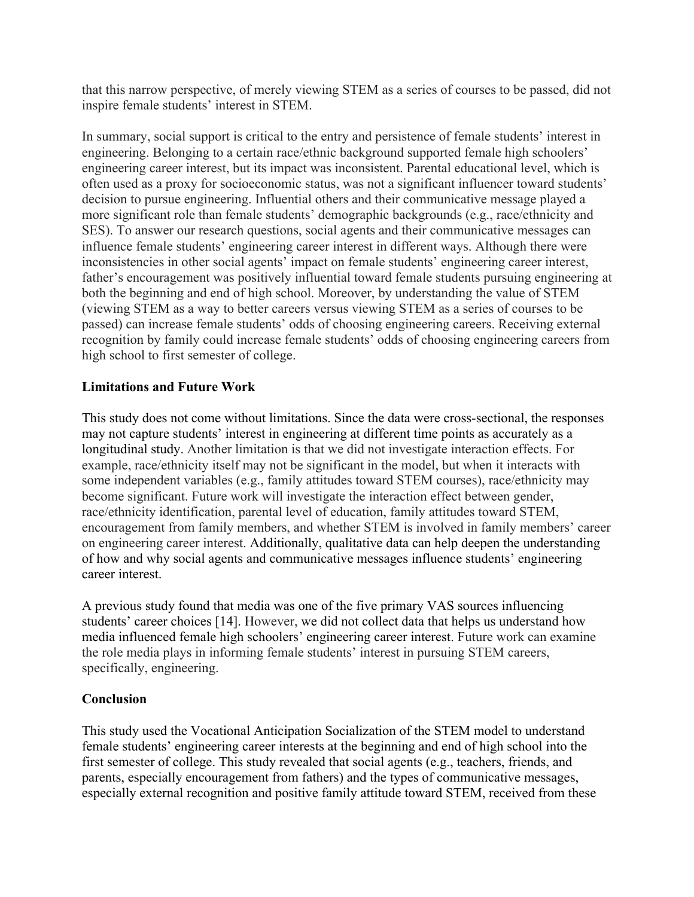that this narrow perspective, of merely viewing STEM as a series of courses to be passed, did not inspire female students' interest in STEM.

In summary, social support is critical to the entry and persistence of female students' interest in engineering. Belonging to a certain race/ethnic background supported female high schoolers' engineering career interest, but its impact was inconsistent. Parental educational level, which is often used as a proxy for socioeconomic status, was not a significant influencer toward students' decision to pursue engineering. Influential others and their communicative message played a more significant role than female students' demographic backgrounds (e.g., race/ethnicity and SES). To answer our research questions, social agents and their communicative messages can influence female students' engineering career interest in different ways. Although there were inconsistencies in other social agents' impact on female students' engineering career interest, father's encouragement was positively influential toward female students pursuing engineering at both the beginning and end of high school. Moreover, by understanding the value of STEM (viewing STEM as a way to better careers versus viewing STEM as a series of courses to be passed) can increase female students' odds of choosing engineering careers. Receiving external recognition by family could increase female students' odds of choosing engineering careers from high school to first semester of college.

## Limitations and Future Work

This study does not come without limitations. Since the data were cross-sectional, the responses may not capture students' interest in engineering at different time points as accurately as a longitudinal study. Another limitation is that we did not investigate interaction effects. For example, race/ethnicity itself may not be significant in the model, but when it interacts with some independent variables (e.g., family attitudes toward STEM courses), race/ethnicity may become significant. Future work will investigate the interaction effect between gender, race/ethnicity identification, parental level of education, family attitudes toward STEM, encouragement from family members, and whether STEM is involved in family members' career on engineering career interest. Additionally, qualitative data can help deepen the understanding of how and why social agents and communicative messages influence students' engineering career interest.

A previous study found that media was one of the five primary VAS sources influencing students' career choices [14]. However, we did not collect data that helps us understand how media influenced female high schoolers' engineering career interest. Future work can examine the role media plays in informing female students' interest in pursuing STEM careers, specifically, engineering.

## Conclusion

This study used the Vocational Anticipation Socialization of the STEM model to understand female students' engineering career interests at the beginning and end of high school into the first semester of college. This study revealed that social agents (e.g., teachers, friends, and parents, especially encouragement from fathers) and the types of communicative messages, especially external recognition and positive family attitude toward STEM, received from these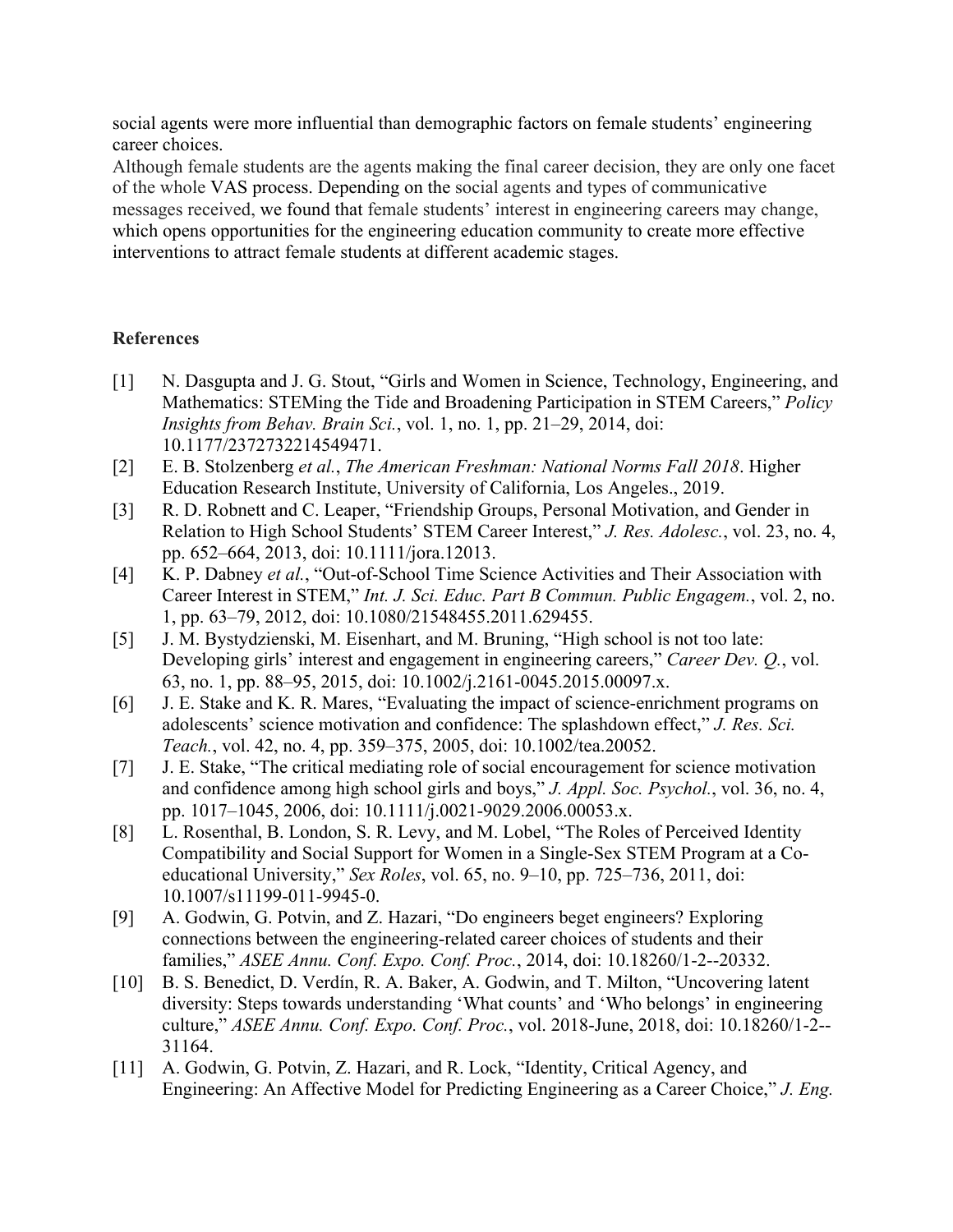social agents were more influential than demographic factors on female students' engineering career choices.

Although female students are the agents making the final career decision, they are only one facet of the whole VAS process. Depending on the social agents and types of communicative messages received, we found that female students' interest in engineering careers may change, which opens opportunities for the engineering education community to create more effective interventions to attract female students at different academic stages.

**References**

[1] N. Dasgupta and J. G. Stout, "Girls and Women in Science, Technology, Engineering, and Mathematics: STEMing the Tide and Broadening Participation in STEM Careers," *Policy Insights from Behav. Brain Sci.*, vol. 1, no. 1, pp. 21–29, 2014, doi: 10.1177/2372732214549471.

[2] E. B. Stolzenberg *et al.*, *The American Freshman: National Norms Fall 2018*. Higher Education Research Institute, University of California, Los Angeles., 2019.

[3] R. D. Robnett and C. Leaper, "Friendship Groups, Personal Motivation, and Gender in Relation to High School Students' STEM Career Interest," *J. Res. Adolesc.*, vol. 23, no. 4, pp. 652–664, 2013, doi: 10.1111/jora.12013.

[4] K. P. Dabney *et al.*, "Out-of-School Time Science Activities and Their Association with Career Interest in STEM," *Int. J. Sci. Educ. Part B Commun. Public Engagem.*, vol. 2, no. 1, pp. 63–79, 2012, doi: 10.1080/21548455.2011.629455.

[5] J. M. Bystydzienski, M. Eisenhart, and M. Bruning, "High school is not too late: Developing girls' interest and engagement in engineering careers," *Career Dev. Q.*, vol. 63, no. 1, pp. 88–95, 2015, doi: 10.1002/j.2161-0045.2015.00097.x.

[6] J. E. Stake and K. R. Mares, "Evaluating the impact of science-enrichment programs on adolescents' science motivation and confidence: The splashdown effect," *J. Res. Sci. Teach.*, vol. 42, no. 4, pp. 359–375, 2005, doi: 10.1002/tea.20052.

[7] J. E. Stake, "The critical mediating role of social encouragement for science motivation and confidence among high school girls and boys," *J. Appl. Soc. Psychol.*, vol. 36, no. 4, pp. 1017–1045, 2006, doi: 10.1111/j.0021-9029.2006.00053.x.

[8] L. Rosenthal, B. London, S. R. Levy, and M. Lobel, "The Roles of Perceived Identity Compatibility and Social Support for Women in a Single-Sex STEM Program at a Co-educational University," *Sex Roles*, vol. 65, no. 9–10, pp. 725–736, 2011, doi: 10.1007/s11199-011-9945-0.

[9] A. Godwin, G. Potvin, and Z. Hazari, "Do engineers beget engineers? Exploring connections between the engineering-related career choices of students and their families," *ASEE Annu. Conf. Expo. Conf. Proc.*, 2014, doi: 10.18260/1-2--20332.

[10] B. S. Benedict, D. Verdín, R. A. Baker, A. Godwin, and T. Milton, "Uncovering latent diversity: Steps towards understanding 'What counts' and 'Who belongs' in engineering culture," *ASEE Annu. Conf. Expo. Conf. Proc.*, vol. 2018-June, 2018, doi: 10.18260/1-2--31164.

[11] A. Godwin, G. Potvin, Z. Hazari, and R. Lock, "Identity, Critical Agency, and Engineering: An Affective Model for Predicting Engineering as a Career Choice," *J. Eng.*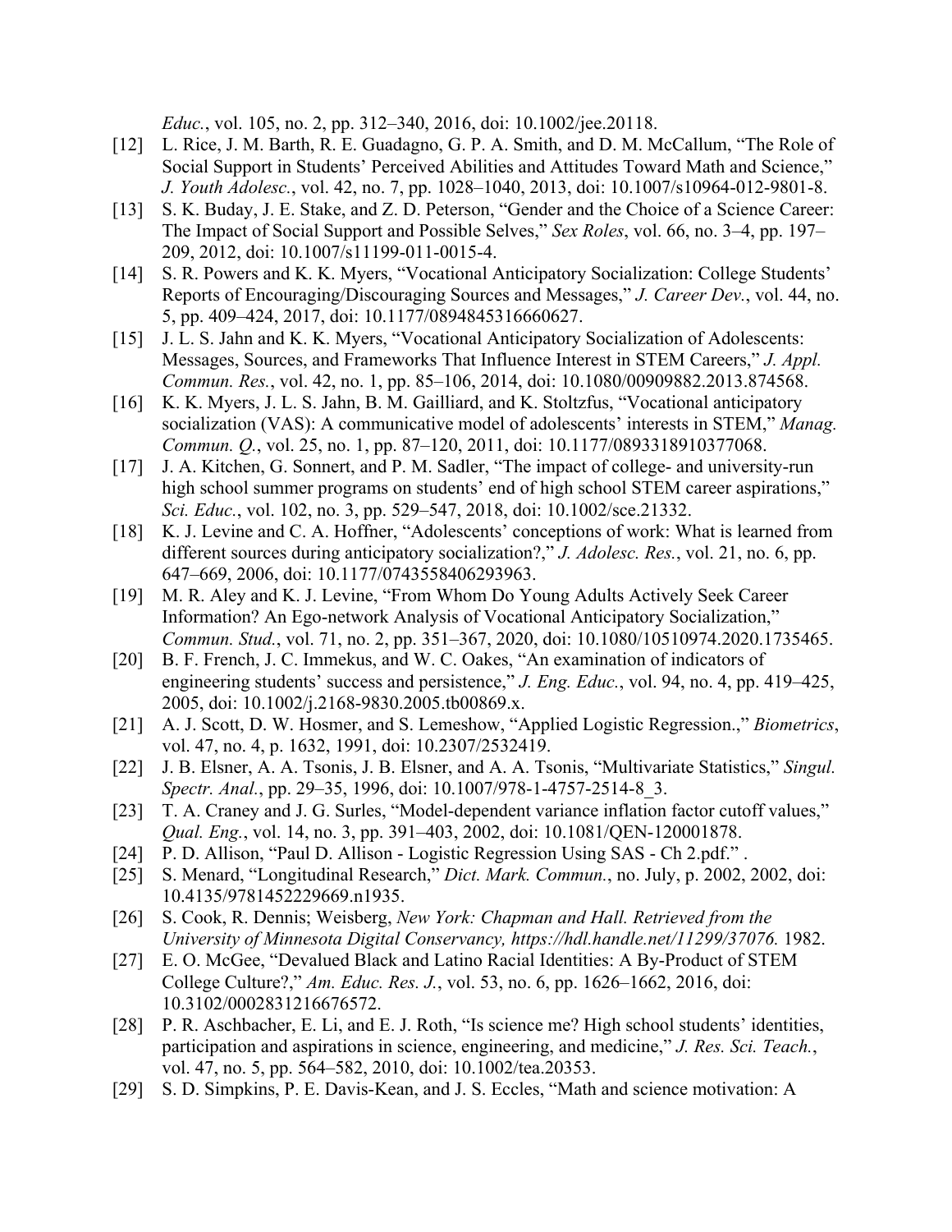*Educ.*, vol. 105, no. 2, pp. 312–340, 2016, doi: 10.1002/jee.20118.

[12] L. Rice, J. M. Barth, R. E. Guadagno, G. P. A. Smith, and D. M. McCallum, "The Role of Social Support in Students' Perceived Abilities and Attitudes Toward Math and Science," *J. Youth Adolesc.*, vol. 42, no. 7, pp. 1028–1040, 2013, doi: 10.1007/s10964-012-9801-8.

[13] S. K. Buday, J. E. Stake, and Z. D. Peterson, "Gender and the Choice of a Science Career: The Impact of Social Support and Possible Selves," *Sex Roles*, vol. 66, no. 3–4, pp. 197–209, 2012, doi: 10.1007/s11199-011-0015-4.

[14] S. R. Powers and K. K. Myers, "Vocational Anticipatory Socialization: College Students' Reports of Encouraging/Discouraging Sources and Messages," *J. Career Dev.*, vol. 44, no. 5, pp. 409–424, 2017, doi: 10.1177/0894845316660627.

[15] J. L. S. Jahn and K. K. Myers, "Vocational Anticipatory Socialization of Adolescents: Messages, Sources, and Frameworks That Influence Interest in STEM Careers," *J. Appl. Commun. Res.*, vol. 42, no. 1, pp. 85–106, 2014, doi: 10.1080/00909882.2013.874568.

[16] K. K. Myers, J. L. S. Jahn, B. M. Gailliard, and K. Stoltzfus, "Vocational anticipatory socialization (VAS): A communicative model of adolescents' interests in STEM," *Manag. Commun. Q.*, vol. 25, no. 1, pp. 87–120, 2011, doi: 10.1177/0893318910377068.

[17] J. A. Kitchen, G. Sonnert, and P. M. Sadler, "The impact of college- and university-run high school summer programs on students' end of high school STEM career aspirations," *Sci. Educ.*, vol. 102, no. 3, pp. 529–547, 2018, doi: 10.1002/sce.21332.

[18] K. J. Levine and C. A. Hoffner, "Adolescents' conceptions of work: What is learned from different sources during anticipatory socialization?," *J. Adolesc. Res.*, vol. 21, no. 6, pp. 647–669, 2006, doi: 10.1177/0743558406293963.

[19] M. R. Aley and K. J. Levine, "From Whom Do Young Adults Actively Seek Career Information? An Ego-network Analysis of Vocational Anticipatory Socialization," *Commun. Stud.*, vol. 71, no. 2, pp. 351–367, 2020, doi: 10.1080/10510974.2020.1735465.

[20] B. F. French, J. C. Immekus, and W. C. Oakes, "An examination of indicators of engineering students' success and persistence," *J. Eng. Educ.*, vol. 94, no. 4, pp. 419–425, 2005, doi: 10.1002/j.2168-9830.2005.tb00869.x.

[21] A. J. Scott, D. W. Hosmer, and S. Lemeshow, "Applied Logistic Regression.," *Biometrics*, vol. 47, no. 4, p. 1632, 1991, doi: 10.2307/2532419.

[22] J. B. Elsner, A. A. Tsonis, J. B. Elsner, and A. A. Tsonis, "Multivariate Statistics," *Singul. Spectr. Anal.*, pp. 29–35, 1996, doi: 10.1007/978-1-4757-2514-8_3.

[23] T. A. Craney and J. G. Surles, "Model-dependent variance inflation factor cutoff values," *Qual. Eng.*, vol. 14, no. 3, pp. 391–403, 2002, doi: 10.1081/QEN-120001878.

[24] P. D. Allison, "Paul D. Allison - Logistic Regression Using SAS - Ch 2.pdf." .

[25] S. Menard, "Longitudinal Research," *Dict. Mark. Commun.*, no. July, p. 2002, 2002, doi: 10.4135/9781452229669.n1935.

[26] S. Cook, R. Dennis; Weisberg, *New York: Chapman and Hall. Retrieved from the University of Minnesota Digital Conservancy, https://hdl.handle.net/11299/37076.* 1982.

[27] E. O. McGee, "Devalued Black and Latino Racial Identities: A By-Product of STEM College Culture?," *Am. Educ. Res. J.*, vol. 53, no. 6, pp. 1626–1662, 2016, doi: 10.3102/0002831216676572.

[28] P. R. Aschbacher, E. Li, and E. J. Roth, "Is science me? High school students' identities, participation and aspirations in science, engineering, and medicine," *J. Res. Sci. Teach.*, vol. 47, no. 5, pp. 564–582, 2010, doi: 10.1002/tea.20353.

[29] S. D. Simpkins, P. E. Davis-Kean, and J. S. Eccles, "Math and science motivation: A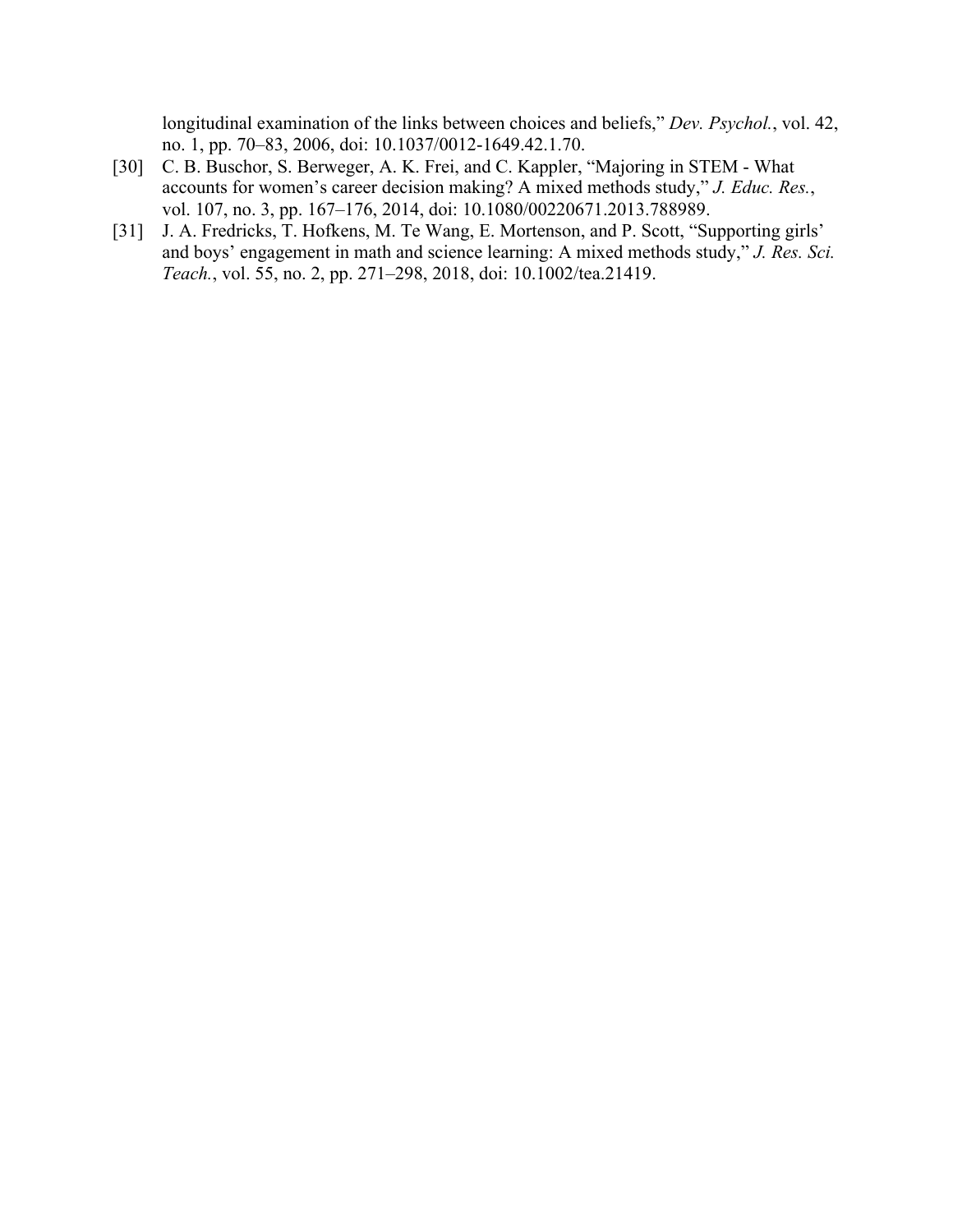longitudinal examination of the links between choices and beliefs," *Dev. Psychol.*, vol. 42, no. 1, pp. 70–83, 2006, doi: 10.1037/0012-1649.42.1.70.

[30] C. B. Buschor, S. Berweger, A. K. Frei, and C. Kappler, "Majoring in STEM - What accounts for women's career decision making? A mixed methods study," *J. Educ. Res.*, vol. 107, no. 3, pp. 167–176, 2014, doi: 10.1080/00220671.2013.788989.

[31] J. A. Fredricks, T. Hofkens, M. Te Wang, E. Mortenson, and P. Scott, "Supporting girls' and boys' engagement in math and science learning: A mixed methods study," *J. Res. Sci. Teach.*, vol. 55, no. 2, pp. 271–298, 2018, doi: 10.1002/tea.21419.